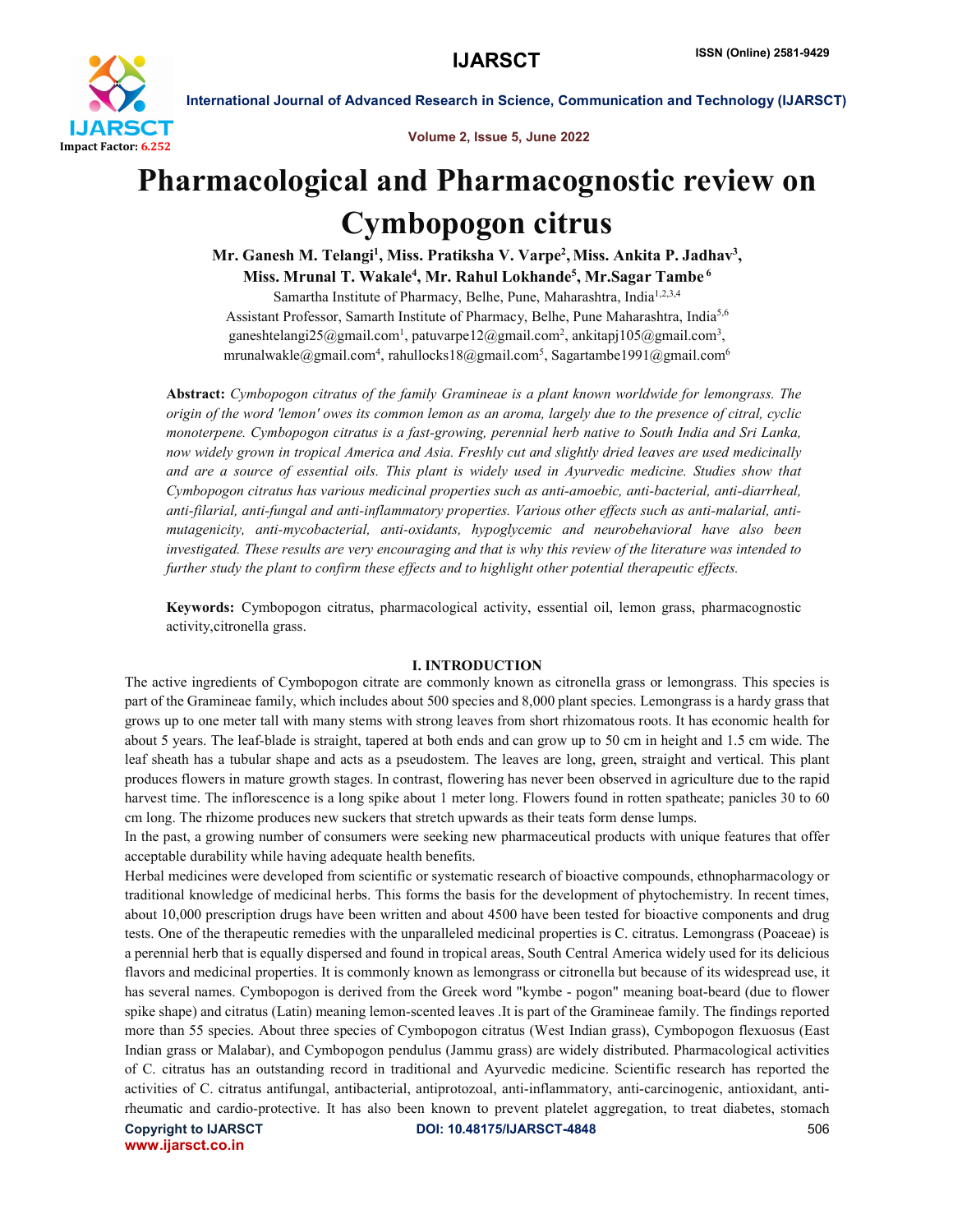# Pharmacological and Pharmacognostic review on Cymbopogon citrus

**Mr. Ganesh M. Telangi[1], Miss. Pratiksha V. Varpe[2], Miss. Ankita P. Jadhav[3], Miss. Mrunal T. Wakale[4], Mr. Rahul Lokhande[5], Mr.Sagar Tambe[6]**

Samartha Institute of Pharmacy, Belhe, Pune, Maharashtra, India[1,2,3,4]

Assistant Professor, Samarth Institute of Pharmacy, Belhe, Pune Maharashtra, India[5,6]

ganeshtelangi25@gmail.com[1], patuvarpe12@gmail.com[2], ankitapj105@gmail.com[3], mrunalwakle@gmail.com[4], rahullocks18@gmail.com[5], Sagartambe1991@gmail.com[6]

**Abstract:** *Cymbopogon citratus of the family Gramineae is a plant known worldwide for lemongrass. The origin of the word 'lemon' owes its common lemon as an aroma, largely due to the presence of citral, cyclic monoterpene. Cymbopogon citratus is a fast-growing, perennial herb native to South India and Sri Lanka, now widely grown in tropical America and Asia. Freshly cut and slightly dried leaves are used medicinally and are a source of essential oils. This plant is widely used in Ayurvedic medicine. Studies show that Cymbopogon citratus has various medicinal properties such as anti-amoebic, anti-bacterial, anti-diarrheal, anti-filarial, anti-fungal and anti-inflammatory properties. Various other effects such as anti-malarial, anti-mutagenicity, anti-mycobacterial, anti-oxidants, hypoglycemic and neurobehavioral have also been investigated. These results are very encouraging and that is why this review of the literature was intended to further study the plant to confirm these effects and to highlight other potential therapeutic effects.*

**Keywords:** Cymbopogon citratus, pharmacological activity, essential oil, lemon grass, pharmacognostic activity,citronella grass.

## I. INTRODUCTION

The active ingredients of Cymbopogon citrate are commonly known as citronella grass or lemongrass. This species is part of the Gramineae family, which includes about 500 species and 8,000 plant species. Lemongrass is a hardy grass that grows up to one meter tall with many stems with strong leaves from short rhizomatous roots. It has economic health for about 5 years. The leaf-blade is straight, tapered at both ends and can grow up to 50 cm in height and 1.5 cm wide. The leaf sheath has a tubular shape and acts as a pseudostem. The leaves are long, green, straight and vertical. This plant produces flowers in mature growth stages. In contrast, flowering has never been observed in agriculture due to the rapid harvest time. The inflorescence is a long spike about 1 meter long. Flowers found in rotten spatheate; panicles 30 to 60 cm long. The rhizome produces new suckers that stretch upwards as their teats form dense lumps.

In the past, a growing number of consumers were seeking new pharmaceutical products with unique features that offer acceptable durability while having adequate health benefits.

Herbal medicines were developed from scientific or systematic research of bioactive compounds, ethnopharmacology or traditional knowledge of medicinal herbs. This forms the basis for the development of phytochemistry. In recent times, about 10,000 prescription drugs have been written and about 4500 have been tested for bioactive components and drug tests. One of the therapeutic remedies with the unparalleled medicinal properties is C. citratus. Lemongrass (Poaceae) is a perennial herb that is equally dispersed and found in tropical areas, South Central America widely used for its delicious flavors and medicinal properties. It is commonly known as lemongrass or citronella but because of its widespread use, it has several names. Cymbopogon is derived from the Greek word "kymbe - pogon" meaning boat-beard (due to flower spike shape) and citratus (Latin) meaning lemon-scented leaves .It is part of the Gramineae family. The findings reported more than 55 species. About three species of Cymbopogon citratus (West Indian grass), Cymbopogon flexuosus (East Indian grass or Malabar), and Cymbopogon pendulus (Jammu grass) are widely distributed. Pharmacological activities of C. citratus has an outstanding record in traditional and Ayurvedic medicine. Scientific research has reported the activities of C. citratus antifungal, antibacterial, antiprotozoal, anti-inflammatory, anti-carcinogenic, antioxidant, anti-rheumatic and cardio-protective. It has also been known to prevent platelet aggregation, to treat diabetes, stomach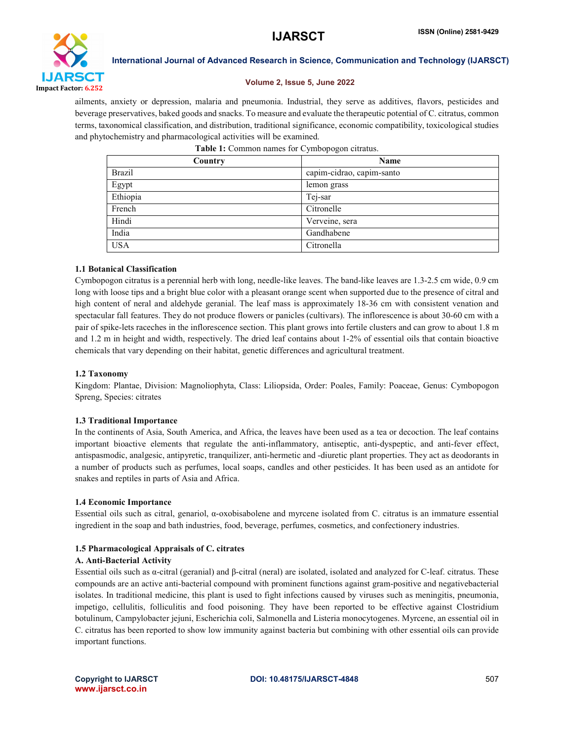ailments, anxiety or depression, malaria and pneumonia. Industrial, they serve as additives, flavors, pesticides and beverage preservatives, baked goods and snacks. To measure and evaluate the therapeutic potential of C. citratus, common terms, taxonomical classification, and distribution, traditional significance, economic compatibility, toxicological studies and phytochemistry and pharmacological activities will be examined.

**Table 1:** Common names for Cymbopogon citratus.

| Country | Name |
|---|---|
| Brazil | capim-cidrao, capim-santo |
| Egypt | lemon grass |
| Ethiopia | Tej-sar |
| French | Citronelle |
| Hindi | Verveine, sera |
| India | Gandhabene |
| USA | Citronella |

### 1.1 Botanical Classification

Cymbopogon citratus is a perennial herb with long, needle-like leaves. The band-like leaves are 1.3-2.5 cm wide, 0.9 cm long with loose tips and a bright blue color with a pleasant orange scent when supported due to the presence of citral and high content of neral and aldehyde geranial. The leaf mass is approximately 18-36 cm with consistent venation and spectacular fall features. They do not produce flowers or panicles (cultivars). The inflorescence is about 30-60 cm with a pair of spike-lets raceches in the inflorescence section. This plant grows into fertile clusters and can grow to about 1.8 m and 1.2 m in height and width, respectively. The dried leaf contains about 1-2% of essential oils that contain bioactive chemicals that vary depending on their habitat, genetic differences and agricultural treatment.

### 1.2 Taxonomy

Kingdom: Plantae, Division: Magnoliophyta, Class: Liliopsida, Order: Poales, Family: Poaceae, Genus: Cymbopogon Spreng, Species: citrates

### 1.3 Traditional Importance

In the continents of Asia, South America, and Africa, the leaves have been used as a tea or decoction. The leaf contains important bioactive elements that regulate the anti-inflammatory, antiseptic, anti-dyspeptic, and anti-fever effect, antispasmodic, analgesic, antipyretic, tranquilizer, anti-hermetic and -diuretic plant properties. They act as deodorants in a number of products such as perfumes, local soaps, candles and other pesticides. It has been used as an antidote for snakes and reptiles in parts of Asia and Africa.

### 1.4 Economic Importance

Essential oils such as citral, genariol, α-oxobisabolene and myrcene isolated from C. citratus is an immature essential ingredient in the soap and bath industries, food, beverage, perfumes, cosmetics, and confectionery industries.

### 1.5 Pharmacological Appraisals of C. citrates

#### A. Anti-Bacterial Activity

Essential oils such as α-citral (geranial) and β-citral (neral) are isolated, isolated and analyzed for C-leaf. citratus. These compounds are an active anti-bacterial compound with prominent functions against gram-positive and negativebacterial isolates. In traditional medicine, this plant is used to fight infections caused by viruses such as meningitis, pneumonia, impetigo, cellulitis, folliculitis and food poisoning. They have been reported to be effective against Clostridium botulinum, Campylobacter jejuni, Escherichia coli, Salmonella and Listeria monocytogenes. Myrcene, an essential oil in C. citratus has been reported to show low immunity against bacteria but combining with other essential oils can provide important functions.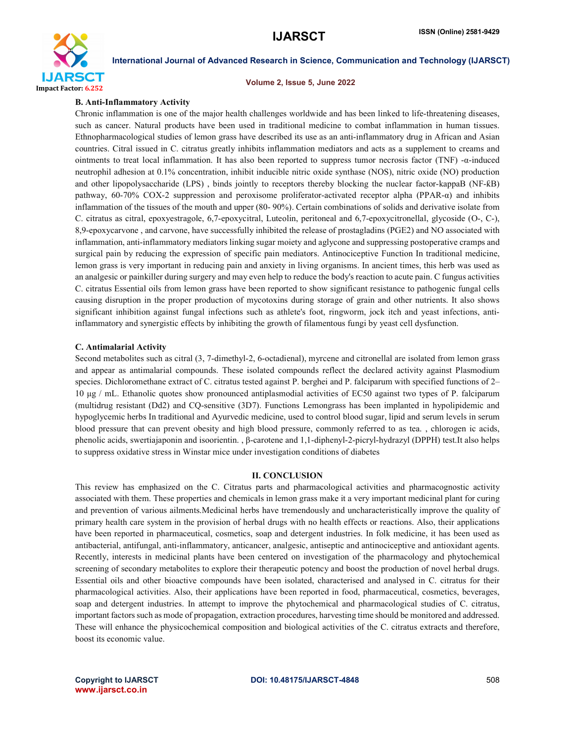### B. Anti-Inflammatory Activity

Chronic inflammation is one of the major health challenges worldwide and has been linked to life-threatening diseases, such as cancer. Natural products have been used in traditional medicine to combat inflammation in human tissues. Ethnopharmacological studies of lemon grass have described its use as an anti-inflammatory drug in African and Asian countries. Citral issued in C. citratus greatly inhibits inflammation mediators and acts as a supplement to creams and ointments to treat local inflammation. It has also been reported to suppress tumor necrosis factor (TNF) -α-induced neutrophil adhesion at 0.1% concentration, inhibit inducible nitric oxide synthase (NOS), nitric oxide (NO) production and other lipopolysaccharide (LPS) , binds jointly to receptors thereby blocking the nuclear factor-kappaB (NF-ƙB) pathway, 60-70% COX-2 suppression and peroxisome proliferator-activated receptor alpha (PPAR-α) and inhibits inflammation of the tissues of the mouth and upper (80- 90%). Certain combinations of solids and derivative isolate from C. citratus as citral, epoxyestragole, 6,7-epoxycitral, Luteolin, peritoneal and 6,7-epoxycitronellal, glycoside (O-, C-), 8,9-epoxycarvone , and carvone, have successfully inhibited the release of prostagladins (PGE2) and NO associated with inflammation, anti-inflammatory mediators linking sugar moiety and aglycone and suppressing postoperative cramps and surgical pain by reducing the expression of specific pain mediators. Antinociceptive Function In traditional medicine, lemon grass is very important in reducing pain and anxiety in living organisms. In ancient times, this herb was used as an analgesic or painkiller during surgery and may even help to reduce the body's reaction to acute pain. C fungus activities C. citratus Essential oils from lemon grass have been reported to show significant resistance to pathogenic fungal cells causing disruption in the proper production of mycotoxins during storage of grain and other nutrients. It also shows significant inhibition against fungal infections such as athlete's foot, ringworm, jock itch and yeast infections, anti-inflammatory and synergistic effects by inhibiting the growth of filamentous fungi by yeast cell dysfunction.

### C. Antimalarial Activity

Second metabolites such as citral (3, 7-dimethyl-2, 6-octadienal), myrcene and citronellal are isolated from lemon grass and appear as antimalarial compounds. These isolated compounds reflect the declared activity against Plasmodium species. Dichloromethane extract of C. citratus tested against P. berghei and P. falciparum with specified functions of 2–10 µg / mL. Ethanolic quotes show pronounced antiplasmodial activities of EC50 against two types of P. falciparum (multidrug resistant (Dd2) and CQ-sensitive (3D7). Functions Lemongrass has been implanted in hypolipidemic and hypoglycemic herbs In traditional and Ayurvedic medicine, used to control blood sugar, lipid and serum levels in serum blood pressure that can prevent obesity and high blood pressure, commonly referred to as tea. , chlorogen ic acids, phenolic acids, swertiajaponin and isoorientin. , β-carotene and 1,1-diphenyl-2-picryl-hydrazyl (DPPH) test.It also helps to suppress oxidative stress in Winstar mice under investigation conditions of diabetes

## II. CONCLUSION

This review has emphasized on the C. Citratus parts and pharmacological activities and pharmacognostic activity associated with them. These properties and chemicals in lemon grass make it a very important medicinal plant for curing and prevention of various ailments.Medicinal herbs have tremendously and uncharacteristically improve the quality of primary health care system in the provision of herbal drugs with no health effects or reactions. Also, their applications have been reported in pharmaceutical, cosmetics, soap and detergent industries. In folk medicine, it has been used as antibacterial, antifungal, anti-inflammatory, anticancer, analgesic, antiseptic and antinociceptive and antioxidant agents. Recently, interests in medicinal plants have been centered on investigation of the pharmacology and phytochemical screening of secondary metabolites to explore their therapeutic potency and boost the production of novel herbal drugs. Essential oils and other bioactive compounds have been isolated, characterised and analysed in C. citratus for their pharmacological activities. Also, their applications have been reported in food, pharmaceutical, cosmetics, beverages, soap and detergent industries. In attempt to improve the phytochemical and pharmacological studies of C. citratus, important factors such as mode of propagation, extraction procedures, harvesting time should be monitored and addressed. These will enhance the physicochemical composition and biological activities of the C. citratus extracts and therefore, boost its economic value.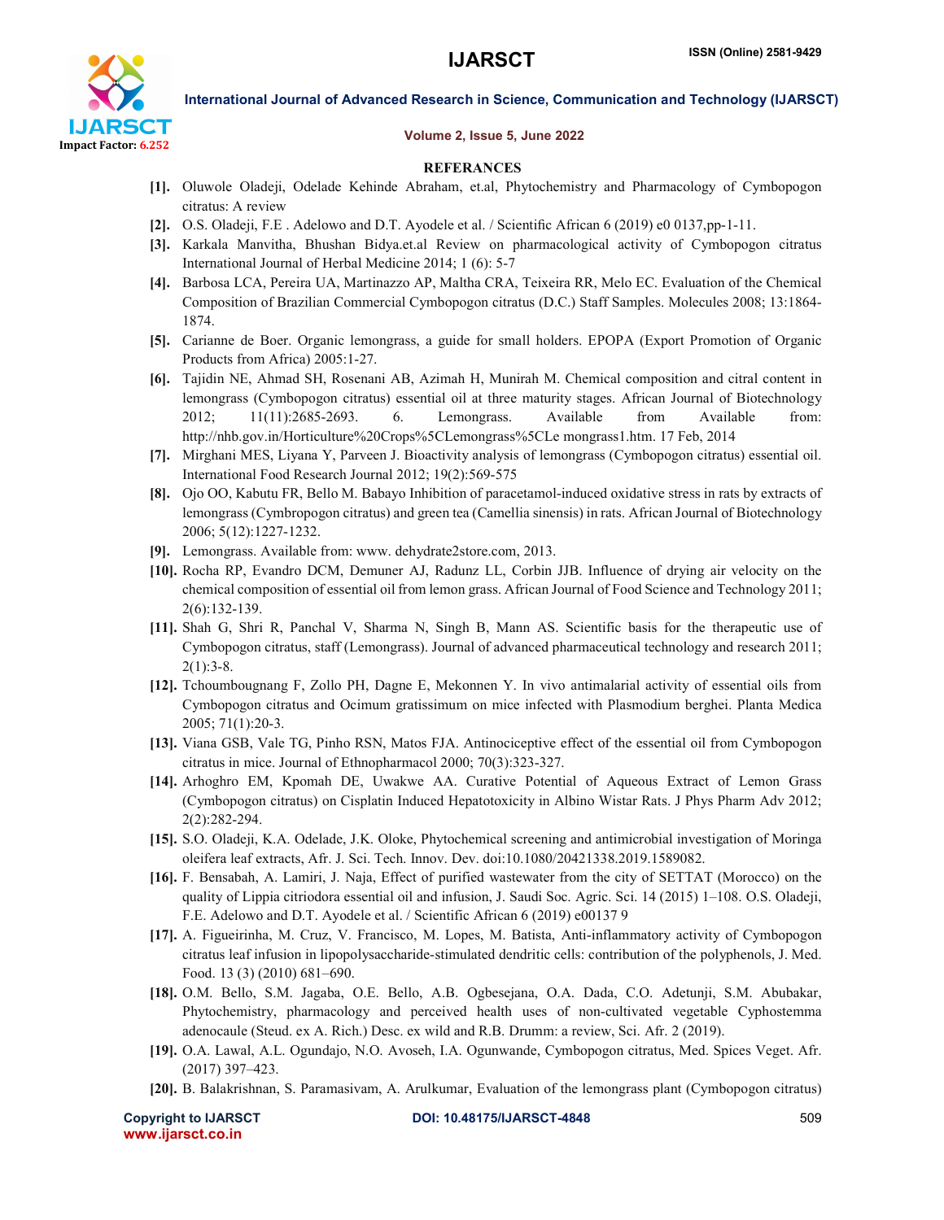## REFERANCES

**[1].** Oluwole Oladeji, Odelade Kehinde Abraham, et.al, Phytochemistry and Pharmacology of Cymbopogon citratus: A review

**[2].** O.S. Oladeji, F.E . Adelowo and D.T. Ayodele et al. / Scientific African 6 (2019) e0 0137,pp-1-11.

**[3].** Karkala Manvitha, Bhushan Bidya.et.al Review on pharmacological activity of Cymbopogon citratus International Journal of Herbal Medicine 2014; 1 (6): 5-7

**[4].** Barbosa LCA, Pereira UA, Martinazzo AP, Maltha CRA, Teixeira RR, Melo EC. Evaluation of the Chemical Composition of Brazilian Commercial Cymbopogon citratus (D.C.) Staff Samples. Molecules 2008; 13:1864-1874.

**[5].** Carianne de Boer. Organic lemongrass, a guide for small holders. EPOPA (Export Promotion of Organic Products from Africa) 2005:1-27.

**[6].** Tajidin NE, Ahmad SH, Rosenani AB, Azimah H, Munirah M. Chemical composition and citral content in lemongrass (Cymbopogon citratus) essential oil at three maturity stages. African Journal of Biotechnology 2012; 11(11):2685-2693. 6. Lemongrass. Available from Available from: http://nhb.gov.in/Horticulture%20Crops%5CLemongrass%5CLe mongrass1.htm. 17 Feb, 2014

**[7].** Mirghani MES, Liyana Y, Parveen J. Bioactivity analysis of lemongrass (Cymbopogon citratus) essential oil. International Food Research Journal 2012; 19(2):569-575

**[8].** Ojo OO, Kabutu FR, Bello M. Babayo Inhibition of paracetamol-induced oxidative stress in rats by extracts of lemongrass (Cymbropogon citratus) and green tea (Camellia sinensis) in rats. African Journal of Biotechnology 2006; 5(12):1227-1232.

**[9].** Lemongrass. Available from: www. dehydrate2store.com, 2013.

**[10].** Rocha RP, Evandro DCM, Demuner AJ, Radunz LL, Corbin JJB. Influence of drying air velocity on the chemical composition of essential oil from lemon grass. African Journal of Food Science and Technology 2011; 2(6):132-139.

**[11].** Shah G, Shri R, Panchal V, Sharma N, Singh B, Mann AS. Scientific basis for the therapeutic use of Cymbopogon citratus, staff (Lemongrass). Journal of advanced pharmaceutical technology and research 2011; 2(1):3-8.

**[12].** Tchoumbougnang F, Zollo PH, Dagne E, Mekonnen Y. In vivo antimalarial activity of essential oils from Cymbopogon citratus and Ocimum gratissimum on mice infected with Plasmodium berghei. Planta Medica 2005; 71(1):20-3.

**[13].** Viana GSB, Vale TG, Pinho RSN, Matos FJA. Antinociceptive effect of the essential oil from Cymbopogon citratus in mice. Journal of Ethnopharmacol 2000; 70(3):323-327.

**[14].** Arhoghro EM, Kpomah DE, Uwakwe AA. Curative Potential of Aqueous Extract of Lemon Grass (Cymbopogon citratus) on Cisplatin Induced Hepatotoxicity in Albino Wistar Rats. J Phys Pharm Adv 2012; 2(2):282-294.

**[15].** S.O. Oladeji, K.A. Odelade, J.K. Oloke, Phytochemical screening and antimicrobial investigation of Moringa oleifera leaf extracts, Afr. J. Sci. Tech. Innov. Dev. doi:10.1080/20421338.2019.1589082.

**[16].** F. Bensabah, A. Lamiri, J. Naja, Effect of purified wastewater from the city of SETTAT (Morocco) on the quality of Lippia citriodora essential oil and infusion, J. Saudi Soc. Agric. Sci. 14 (2015) 1–108. O.S. Oladeji, F.E. Adelowo and D.T. Ayodele et al. / Scientific African 6 (2019) e00137 9

**[17].** A. Figueirinha, M. Cruz, V. Francisco, M. Lopes, M. Batista, Anti-inflammatory activity of Cymbopogon citratus leaf infusion in lipopolysaccharide-stimulated dendritic cells: contribution of the polyphenols, J. Med. Food. 13 (3) (2010) 681–690.

**[18].** O.M. Bello, S.M. Jagaba, O.E. Bello, A.B. Ogbesejana, O.A. Dada, C.O. Adetunji, S.M. Abubakar, Phytochemistry, pharmacology and perceived health uses of non-cultivated vegetable Cyphostemma adenocaule (Steud. ex A. Rich.) Desc. ex wild and R.B. Drumm: a review, Sci. Afr. 2 (2019).

**[19].** O.A. Lawal, A.L. Ogundajo, N.O. Avoseh, I.A. Ogunwande, Cymbopogon citratus, Med. Spices Veget. Afr. (2017) 397–423.

**[20].** B. Balakrishnan, S. Paramasivam, A. Arulkumar, Evaluation of the lemongrass plant (Cymbopogon citratus)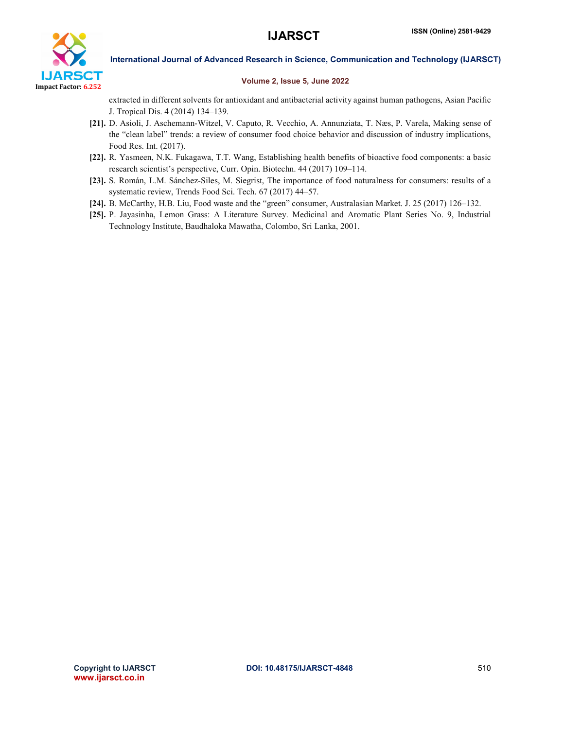extracted in different solvents for antioxidant and antibacterial activity against human pathogens, Asian Pacific J. Tropical Dis. 4 (2014) 134–139.

**[21].** D. Asioli, J. Aschemann-Witzel, V. Caputo, R. Vecchio, A. Annunziata, T. Næs, P. Varela, Making sense of the "clean label" trends: a review of consumer food choice behavior and discussion of industry implications, Food Res. Int. (2017).

**[22].** R. Yasmeen, N.K. Fukagawa, T.T. Wang, Establishing health benefits of bioactive food components: a basic research scientist's perspective, Curr. Opin. Biotechn. 44 (2017) 109–114.

**[23].** S. Román, L.M. Sánchez-Siles, M. Siegrist, The importance of food naturalness for consumers: results of a systematic review, Trends Food Sci. Tech. 67 (2017) 44–57.

**[24].** B. McCarthy, H.B. Liu, Food waste and the "green" consumer, Australasian Market. J. 25 (2017) 126–132.

**[25].** P. Jayasinha, Lemon Grass: A Literature Survey. Medicinal and Aromatic Plant Series No. 9, Industrial Technology Institute, Baudhaloka Mawatha, Colombo, Sri Lanka, 2001.